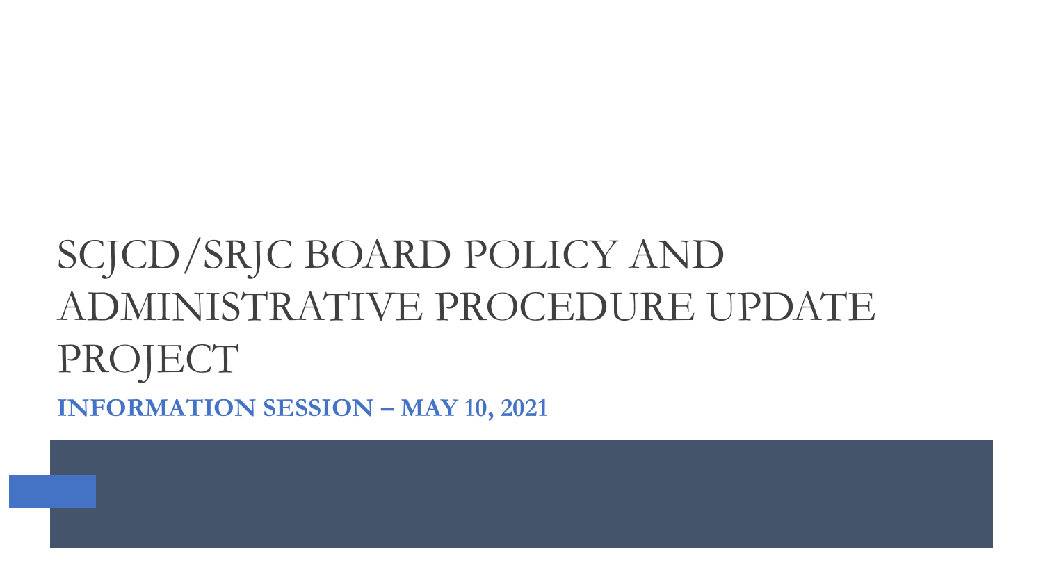# SCJCD/SRJC BOARD POLICY AND ADMINISTRATIVE PROCEDURE UPDATE PROJECT

**INFORMATION SESSION – MAY 10, 2021**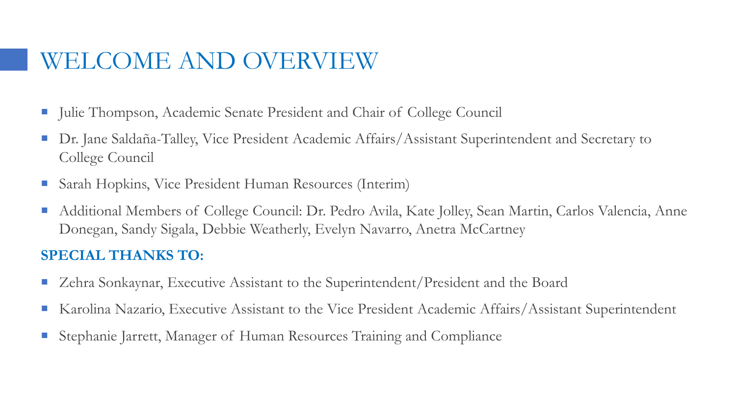# WELCOME AND OVERVIEW

- Julie Thompson, Academic Senate President and Chair of College Council
- Dr. Jane Saldaña-Talley, Vice President Academic Affairs/Assistant Superintendent and Secretary to College Council
- Sarah Hopkins, Vice President Human Resources (Interim)
- Additional Members of College Council: Dr. Pedro Avila, Kate Jolley, Sean Martin, Carlos Valencia, Anne Donegan, Sandy Sigala, Debbie Weatherly, Evelyn Navarro, Anetra McCartney

**SPECIAL THANKS TO:**

- Zehra Sonkaynar, Executive Assistant to the Superintendent/President and the Board
- Karolina Nazario, Executive Assistant to the Vice President Academic Affairs/Assistant Superintendent
- Stephanie Jarrett, Manager of Human Resources Training and Compliance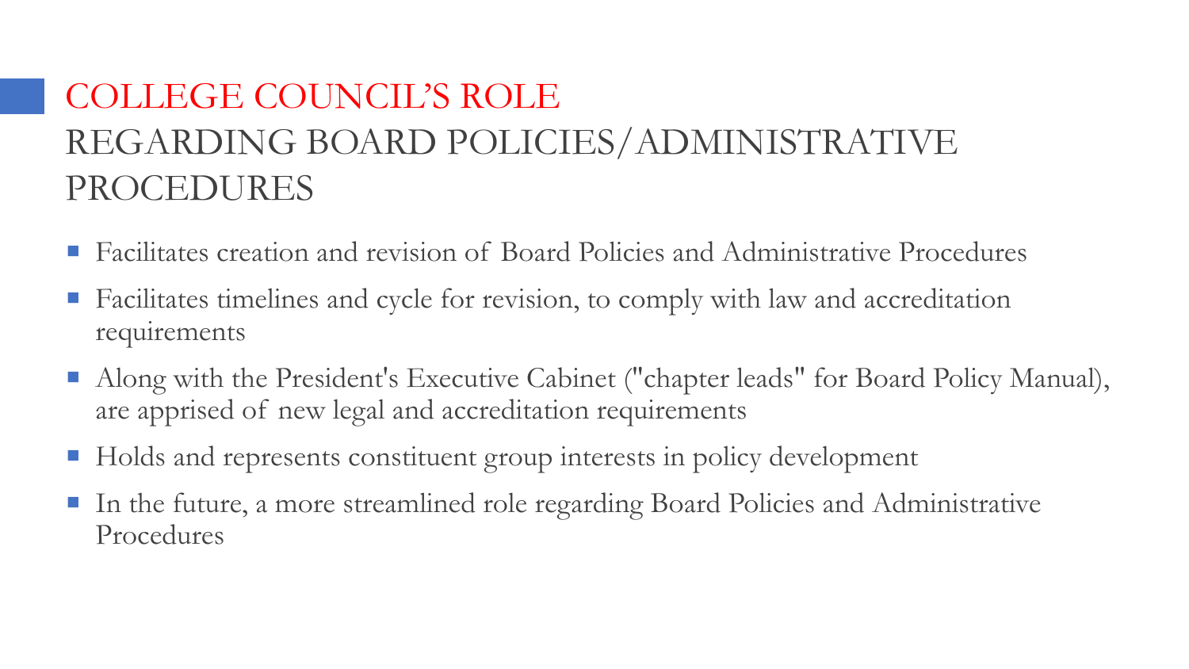# COLLEGE COUNCIL'S ROLE REGARDING BOARD POLICIES/ADMINISTRATIVE PROCEDURES

- Facilitates creation and revision of Board Policies and Administrative Procedures
- Facilitates timelines and cycle for revision, to comply with law and accreditation requirements
- Along with the President's Executive Cabinet ("chapter leads" for Board Policy Manual), are apprised of new legal and accreditation requirements
- Holds and represents constituent group interests in policy development
- In the future, a more streamlined role regarding Board Policies and Administrative Procedures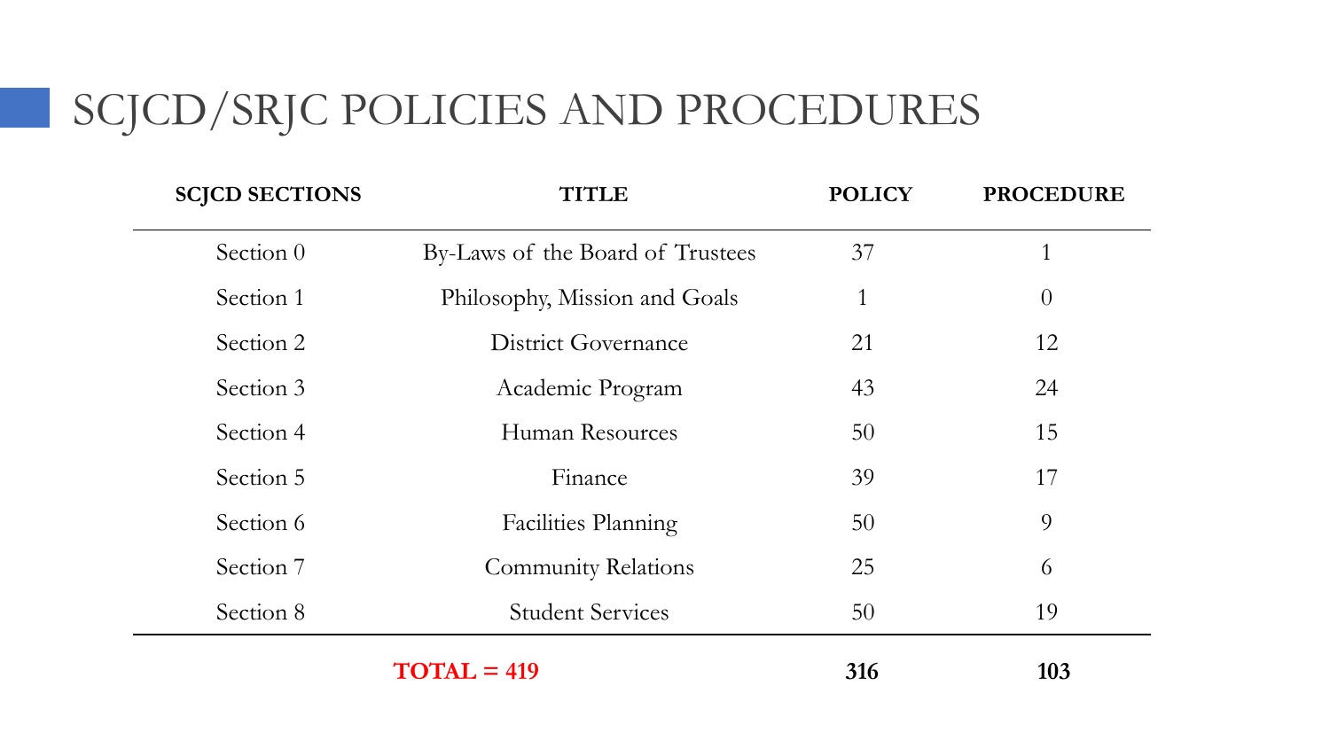# SCJCD/SRJC POLICIES AND PROCEDURES

| SCJCD SECTIONS | TITLE | POLICY | PROCEDURE |
|---|---|---|---|
| Section 0 | By-Laws of the Board of Trustees | 37 | 1 |
| Section 1 | Philosophy, Mission and Goals | 1 | 0 |
| Section 2 | District Governance | 21 | 12 |
| Section 3 | Academic Program | 43 | 24 |
| Section 4 | Human Resources | 50 | 15 |
| Section 5 | Finance | 39 | 17 |
| Section 6 | Facilities Planning | 50 | 9 |
| Section 7 | Community Relations | 25 | 6 |
| Section 8 | Student Services | 50 | 19 |
| | **TOTAL = 419** | **316** | **103** |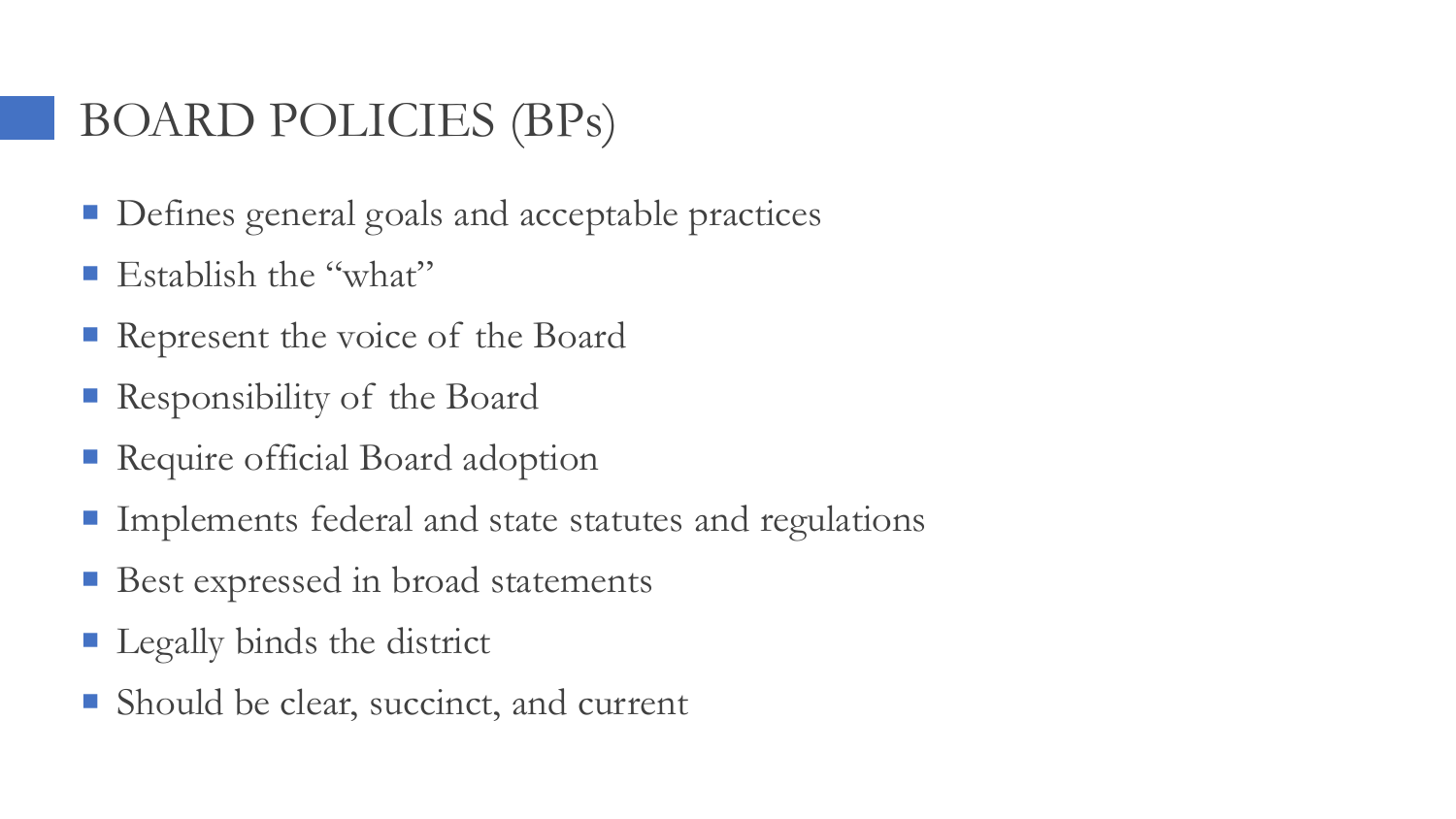# BOARD POLICIES (BPs)

- Defines general goals and acceptable practices
- Establish the "what"
- Represent the voice of the Board
- Responsibility of the Board
- Require official Board adoption
- Implements federal and state statutes and regulations
- Best expressed in broad statements
- Legally binds the district
- Should be clear, succinct, and current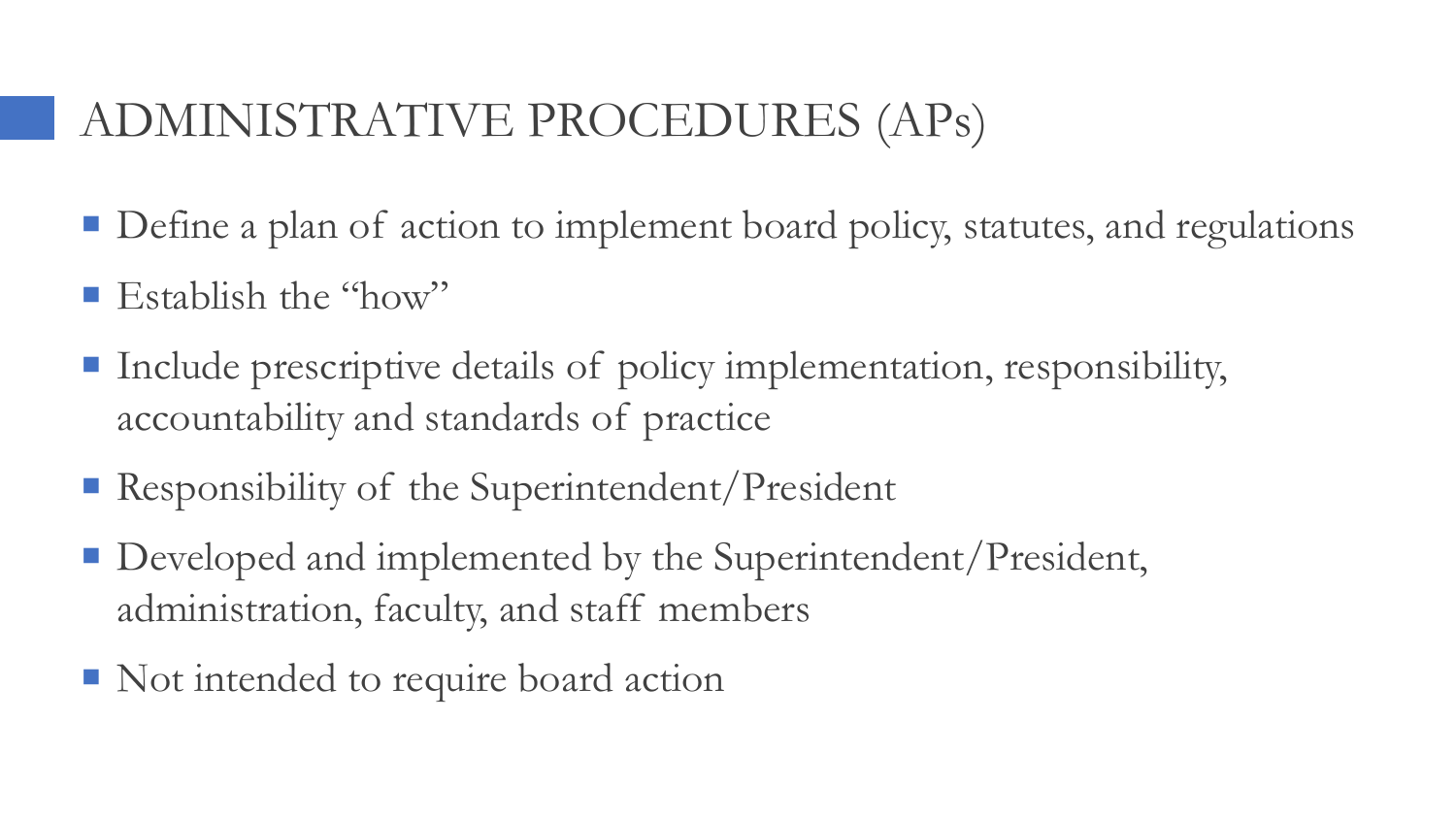## ADMINISTRATIVE PROCEDURES (APs)

- Define a plan of action to implement board policy, statutes, and regulations
- Establish the "how"
- Include prescriptive details of policy implementation, responsibility, accountability and standards of practice
- Responsibility of the Superintendent/President
- Developed and implemented by the Superintendent/President, administration, faculty, and staff members
- Not intended to require board action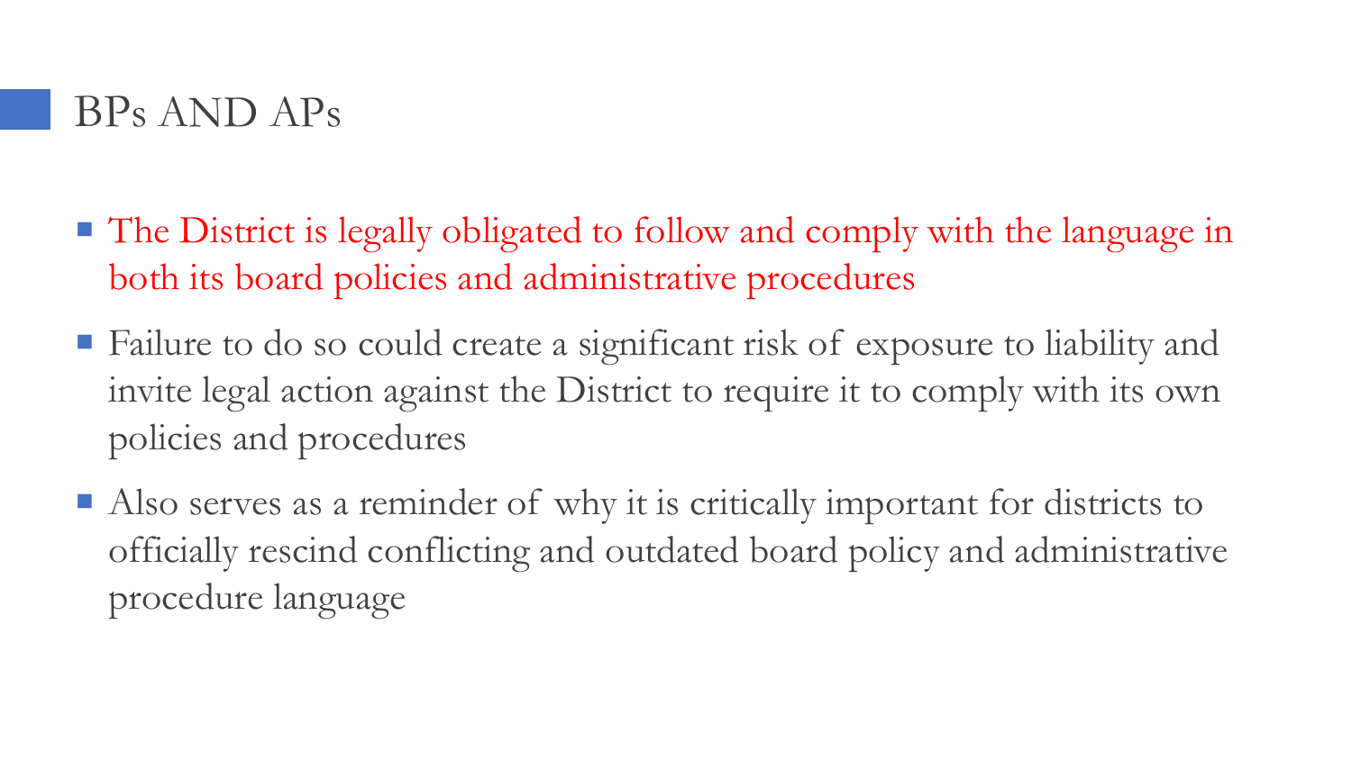## BPs AND APs

- The District is legally obligated to follow and comply with the language in both its board policies and administrative procedures
- Failure to do so could create a significant risk of exposure to liability and invite legal action against the District to require it to comply with its own policies and procedures
- Also serves as a reminder of why it is critically important for districts to officially rescind conflicting and outdated board policy and administrative procedure language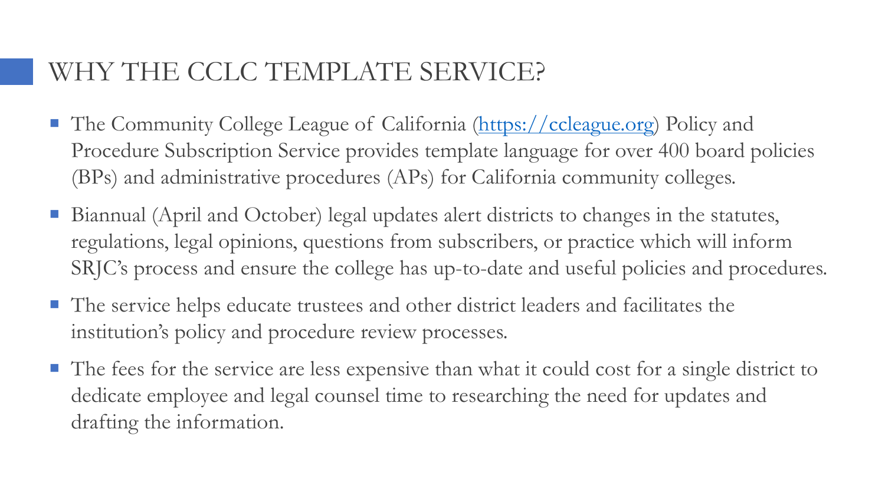## WHY THE CCLC TEMPLATE SERVICE?

- The Community College League of California ([https://ccleague.org](https://ccleague.org)) Policy and Procedure Subscription Service provides template language for over 400 board policies (BPs) and administrative procedures (APs) for California community colleges.
- Biannual (April and October) legal updates alert districts to changes in the statutes, regulations, legal opinions, questions from subscribers, or practice which will inform SRJC's process and ensure the college has up-to-date and useful policies and procedures.
- The service helps educate trustees and other district leaders and facilitates the institution's policy and procedure review processes.
- The fees for the service are less expensive than what it could cost for a single district to dedicate employee and legal counsel time to researching the need for updates and drafting the information.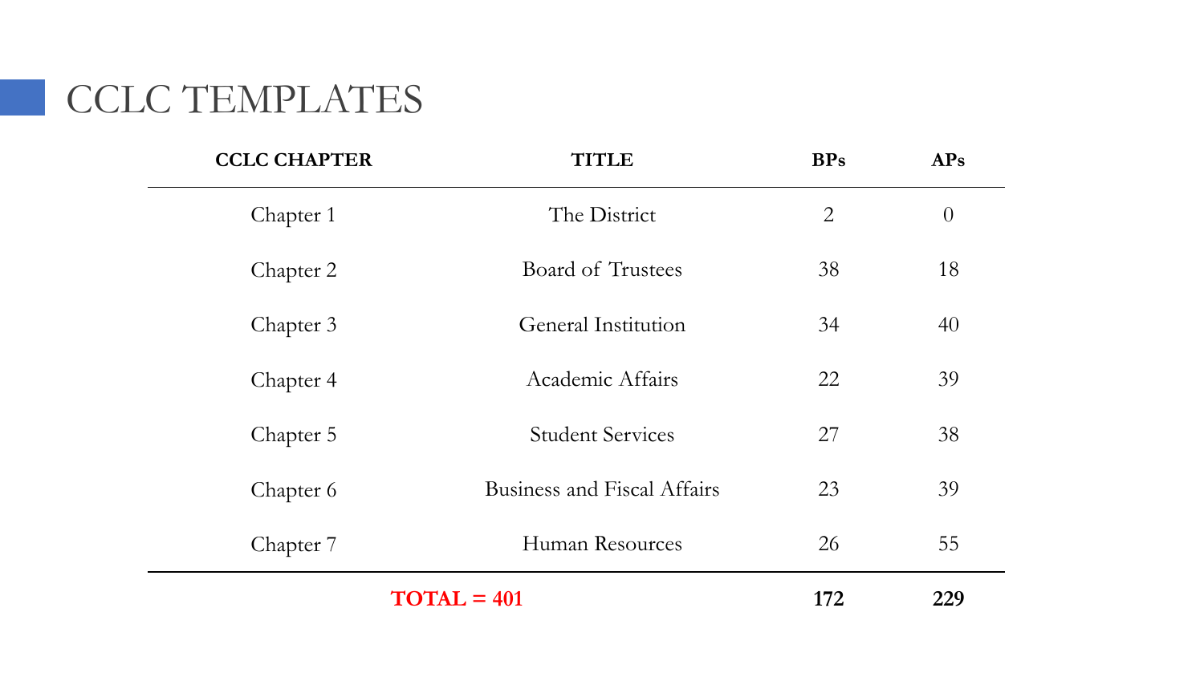# CCLC TEMPLATES

| CCLC CHAPTER | TITLE | BPs | APs |
|---|---|---|---|
| Chapter 1 | The District | 2 | 0 |
| Chapter 2 | Board of Trustees | 38 | 18 |
| Chapter 3 | General Institution | 34 | 40 |
| Chapter 4 | Academic Affairs | 22 | 39 |
| Chapter 5 | Student Services | 27 | 38 |
| Chapter 6 | Business and Fiscal Affairs | 23 | 39 |
| Chapter 7 | Human Resources | 26 | 55 |
| **TOTAL = 401** | | **172** | **229** |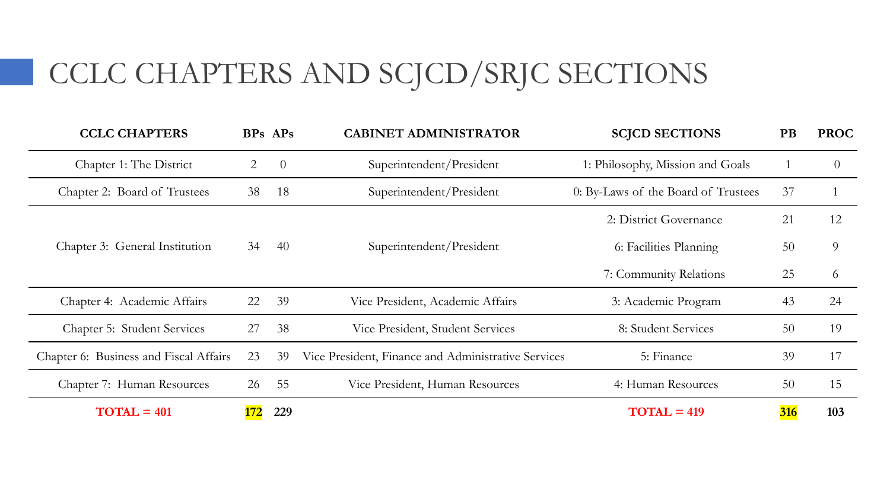# CCLC CHAPTERS AND SCJCD/SRJC SECTIONS

| CCLC CHAPTERS | BPs | APs | CABINET ADMINISTRATOR | SCJCD SECTIONS | PB | PROC |
|---|---|---|---|---|---|---|
| Chapter 1: The District | 2 | 0 | Superintendent/President | 1: Philosophy, Mission and Goals | 1 | 0 |
| Chapter 2: Board of Trustees | 38 | 18 | Superintendent/President | 0: By-Laws of the Board of Trustees | 37 | 1 |
| Chapter 3: General Institution | 34 | 40 | Superintendent/President | 2: District Governance | 21 | 12 |
| | | | | 6: Facilities Planning | 50 | 9 |
| | | | | 7: Community Relations | 25 | 6 |
| Chapter 4: Academic Affairs | 22 | 39 | Vice President, Academic Affairs | 3: Academic Program | 43 | 24 |
| Chapter 5: Student Services | 27 | 38 | Vice President, Student Services | 8: Student Services | 50 | 19 |
| Chapter 6: Business and Fiscal Affairs | 23 | 39 | Vice President, Finance and Administrative Services | 5: Finance | 39 | 17 |
| Chapter 7: Human Resources | 26 | 55 | Vice President, Human Resources | 4: Human Resources | 50 | 15 |
| **TOTAL = 401** | **172** | **229** | | **TOTAL = 419** | **316** | **103** |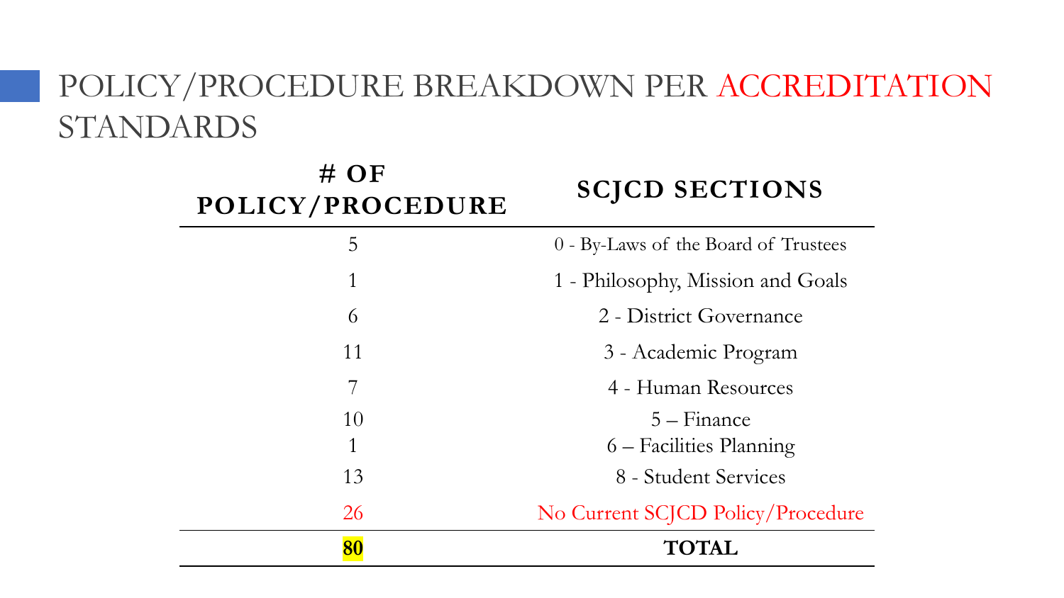# POLICY/PROCEDURE BREAKDOWN PER ACCREDITATION STANDARDS

| # OF POLICY/PROCEDURE | SCJCD SECTIONS |
|---|---|
| 5 | 0 - By-Laws of the Board of Trustees |
| 1 | 1 - Philosophy, Mission and Goals |
| 6 | 2 - District Governance |
| 11 | 3 - Academic Program |
| 7 | 4 - Human Resources |
| 10 | 5 – Finance |
| 1 | 6 – Facilities Planning |
| 13 | 8 - Student Services |
| 26 | No Current SCJCD Policy/Procedure |
| **80** | **TOTAL** |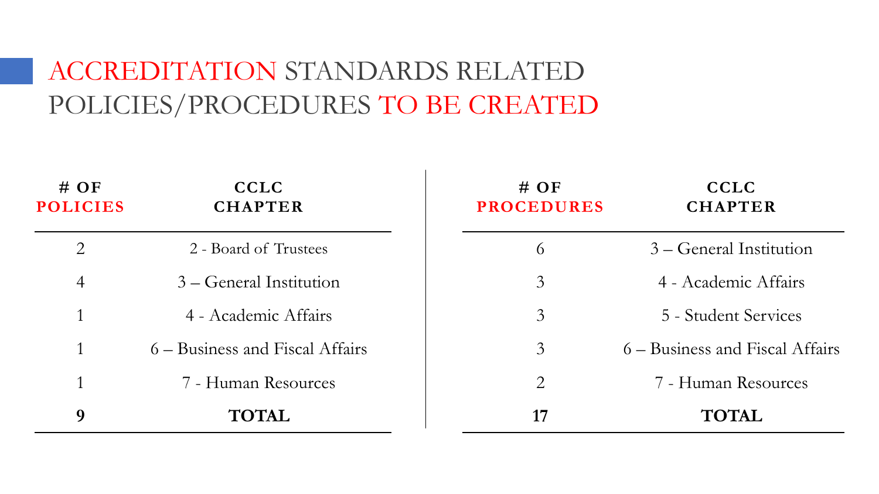# ACCREDITATION STANDARDS RELATED POLICIES/PROCEDURES TO BE CREATED

| # OF POLICIES | CCLC CHAPTER |
|---|---|
| 2 | 2 - Board of Trustees |
| 4 | 3 – General Institution |
| 1 | 4 - Academic Affairs |
| 1 | 6 – Business and Fiscal Affairs |
| 1 | 7 - Human Resources |
| **9** | **TOTAL** |

| # OF PROCEDURES | CCLC CHAPTER |
|---|---|
| 6 | 3 – General Institution |
| 3 | 4 - Academic Affairs |
| 3 | 5 - Student Services |
| 3 | 6 – Business and Fiscal Affairs |
| 2 | 7 - Human Resources |
| **17** | **TOTAL** |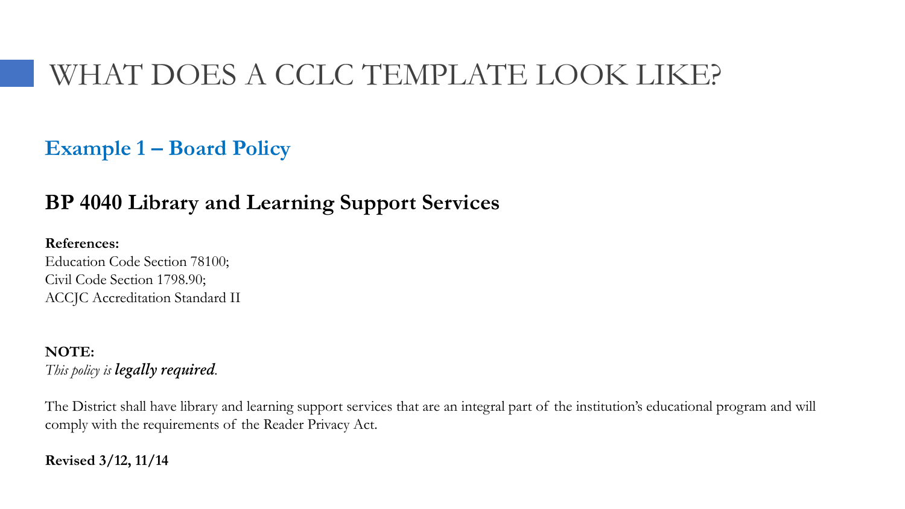# WHAT DOES A CCLC TEMPLATE LOOK LIKE?

## Example 1 – Board Policy

### BP 4040 Library and Learning Support Services

**References:**
Education Code Section 78100;
Civil Code Section 1798.90;
ACCJC Accreditation Standard II

**NOTE:**
*This policy is **legally required**.*

The District shall have library and learning support services that are an integral part of the institution's educational program and will comply with the requirements of the Reader Privacy Act.

**Revised 3/12, 11/14**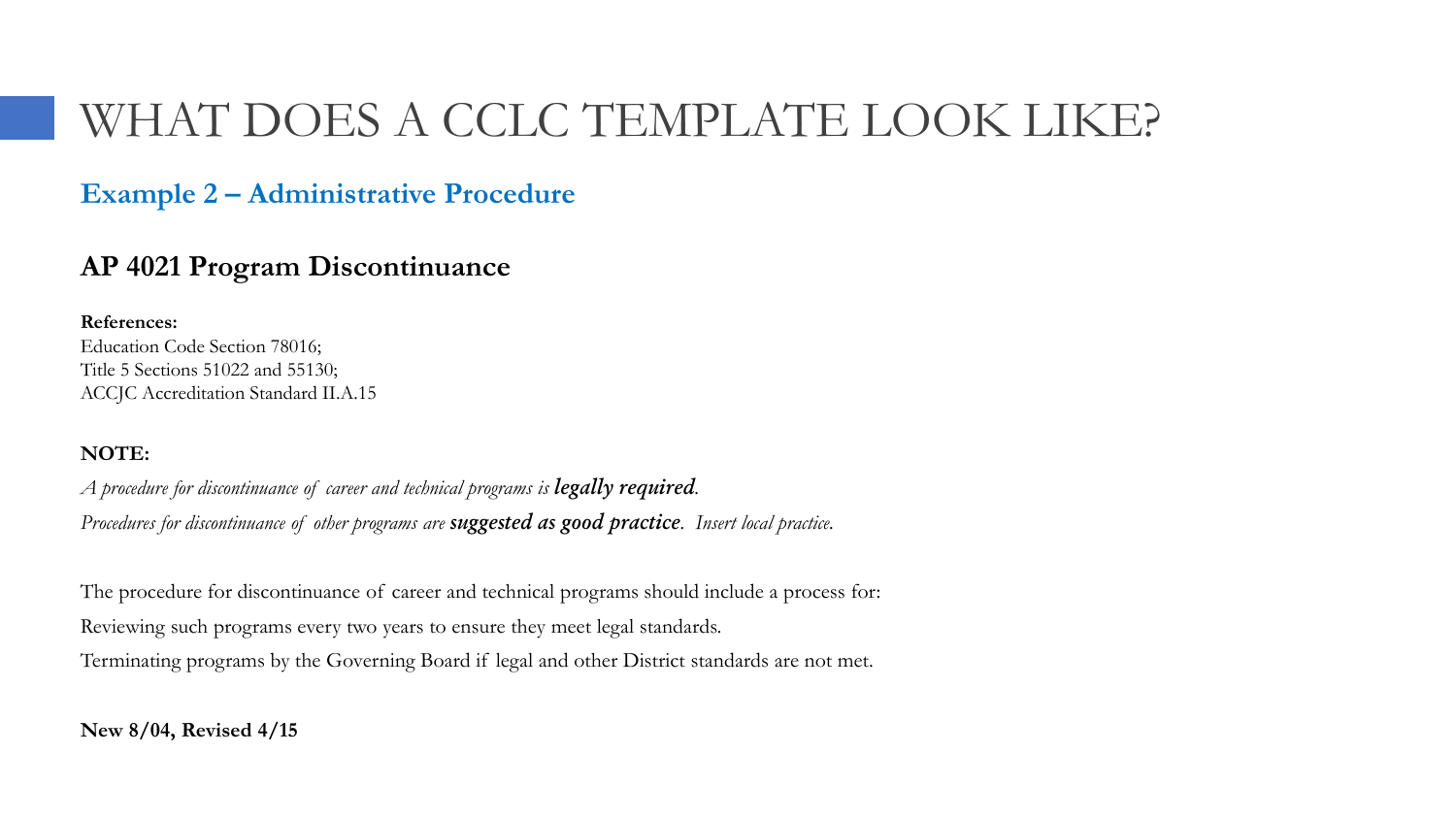# WHAT DOES A CCLC TEMPLATE LOOK LIKE?

## Example 2 – Administrative Procedure

### AP 4021 Program Discontinuance

**References:**
Education Code Section 78016;
Title 5 Sections 51022 and 55130;
ACCJC Accreditation Standard II.A.15

**NOTE:**

*A procedure for discontinuance of career and technical programs is* ***legally required****.*

*Procedures for discontinuance of other programs are* ***suggested as good practice****. Insert local practice.*

The procedure for discontinuance of career and technical programs should include a process for:

Reviewing such programs every two years to ensure they meet legal standards.

Terminating programs by the Governing Board if legal and other District standards are not met.

**New 8/04, Revised 4/15**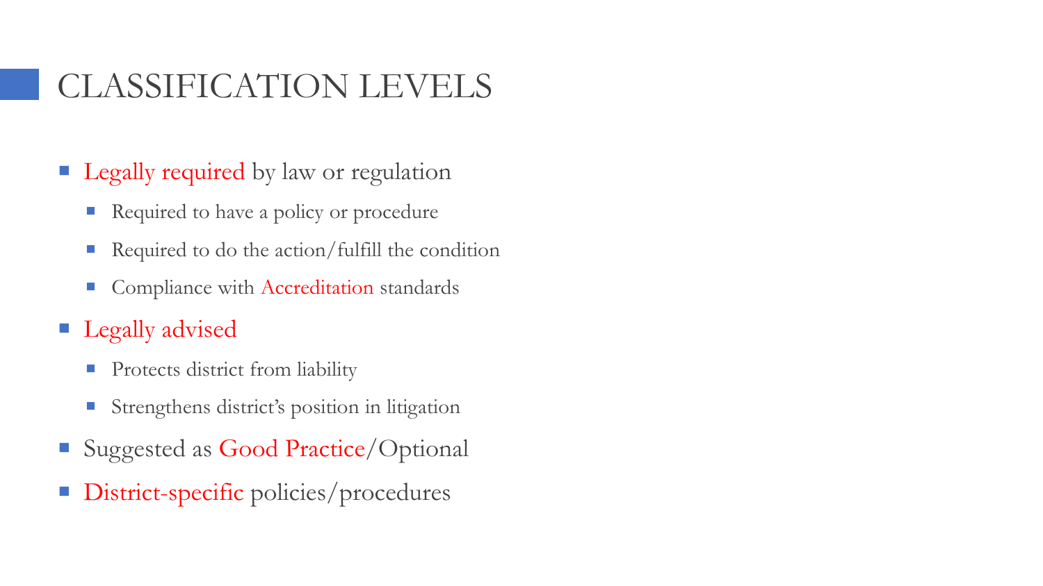# CLASSIFICATION LEVELS

- Legally required by law or regulation
  - Required to have a policy or procedure
  - Required to do the action/fulfill the condition
  - Compliance with Accreditation standards
- Legally advised
  - Protects district from liability
  - Strengthens district's position in litigation
- Suggested as Good Practice/Optional
- District-specific policies/procedures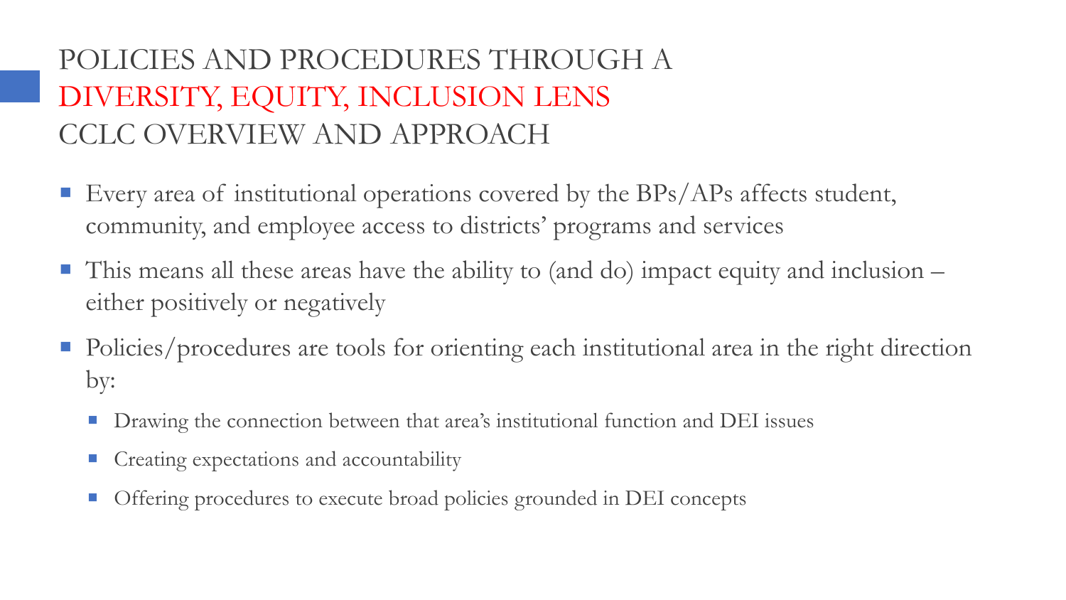# POLICIES AND PROCEDURES THROUGH A DIVERSITY, EQUITY, INCLUSION LENS CCLC OVERVIEW AND APPROACH

- Every area of institutional operations covered by the BPs/APs affects student, community, and employee access to districts' programs and services
- This means all these areas have the ability to (and do) impact equity and inclusion – either positively or negatively
- Policies/procedures are tools for orienting each institutional area in the right direction by:
  - Drawing the connection between that area's institutional function and DEI issues
  - Creating expectations and accountability
  - Offering procedures to execute broad policies grounded in DEI concepts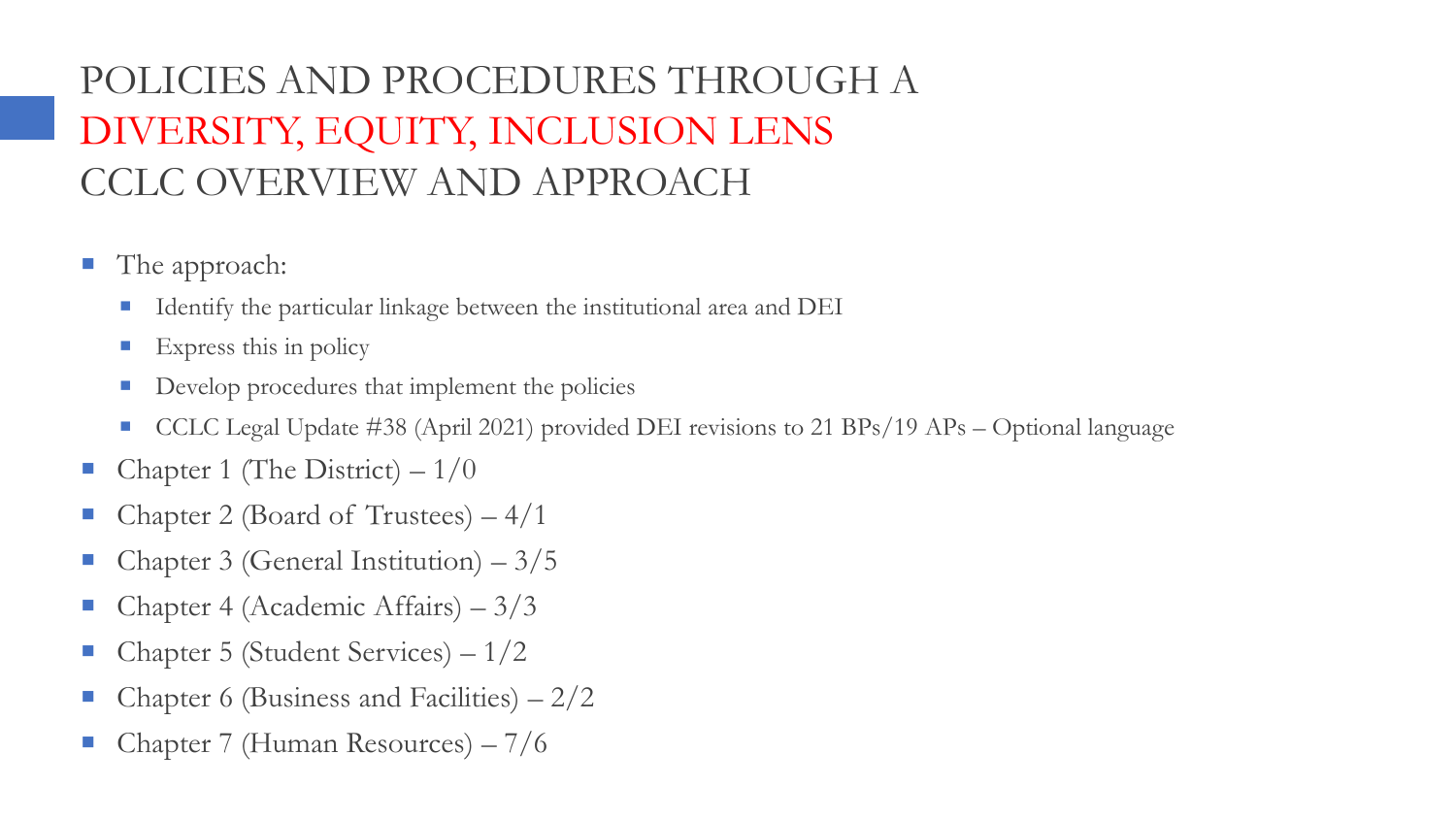# POLICIES AND PROCEDURES THROUGH A DIVERSITY, EQUITY, INCLUSION LENS CCLC OVERVIEW AND APPROACH

- The approach:
  - Identify the particular linkage between the institutional area and DEI
  - Express this in policy
  - Develop procedures that implement the policies
  - CCLC Legal Update #38 (April 2021) provided DEI revisions to 21 BPs/19 APs – Optional language
- Chapter 1 (The District) – 1/0
- Chapter 2 (Board of Trustees) – 4/1
- Chapter 3 (General Institution) – 3/5
- Chapter 4 (Academic Affairs) – 3/3
- Chapter 5 (Student Services) – 1/2
- Chapter 6 (Business and Facilities) – 2/2
- Chapter 7 (Human Resources) – 7/6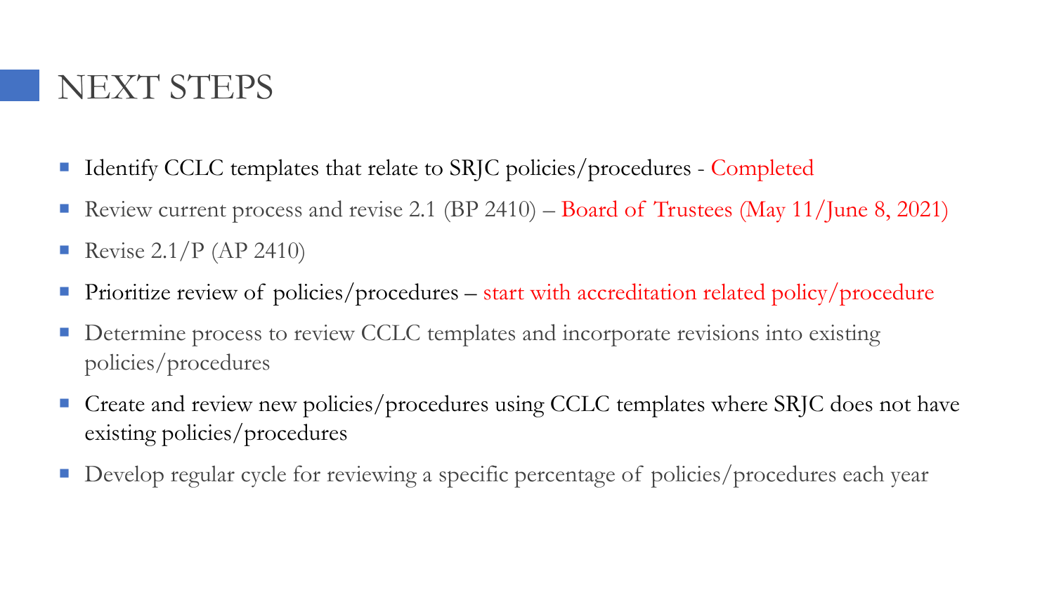# NEXT STEPS

- Identify CCLC templates that relate to SRJC policies/procedures - Completed
- Review current process and revise 2.1 (BP 2410) – Board of Trustees (May 11/June 8, 2021)
- Revise 2.1/P (AP 2410)
- Prioritize review of policies/procedures – start with accreditation related policy/procedure
- Determine process to review CCLC templates and incorporate revisions into existing policies/procedures
- Create and review new policies/procedures using CCLC templates where SRJC does not have existing policies/procedures
- Develop regular cycle for reviewing a specific percentage of policies/procedures each year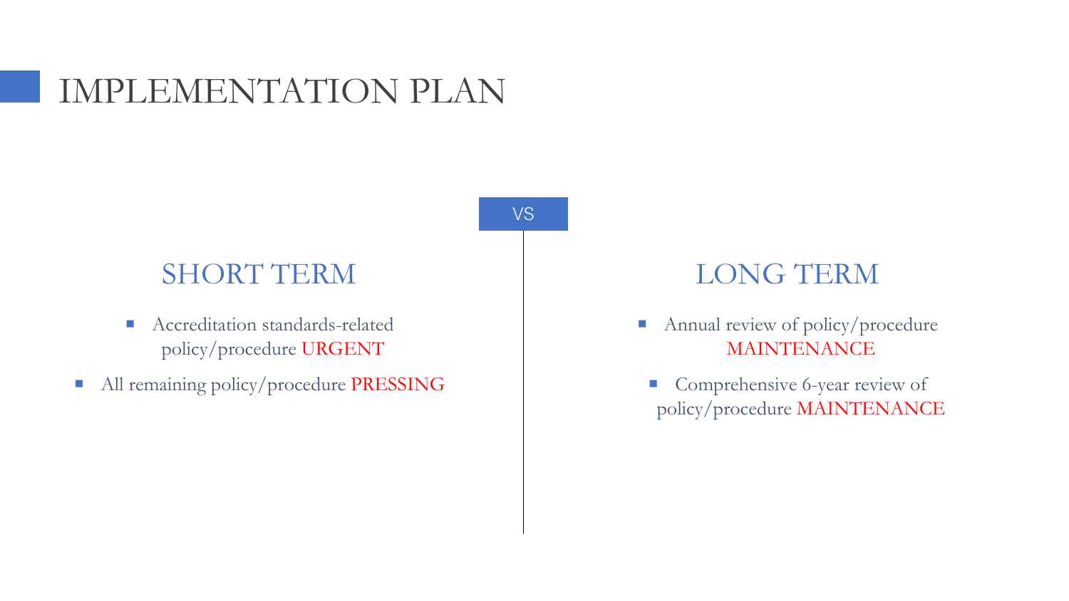# IMPLEMENTATION PLAN

VS

## SHORT TERM

- Accreditation standards-related policy/procedure URGENT
- All remaining policy/procedure PRESSING

## LONG TERM

- Annual review of policy/procedure MAINTENANCE
- Comprehensive 6-year review of policy/procedure MAINTENANCE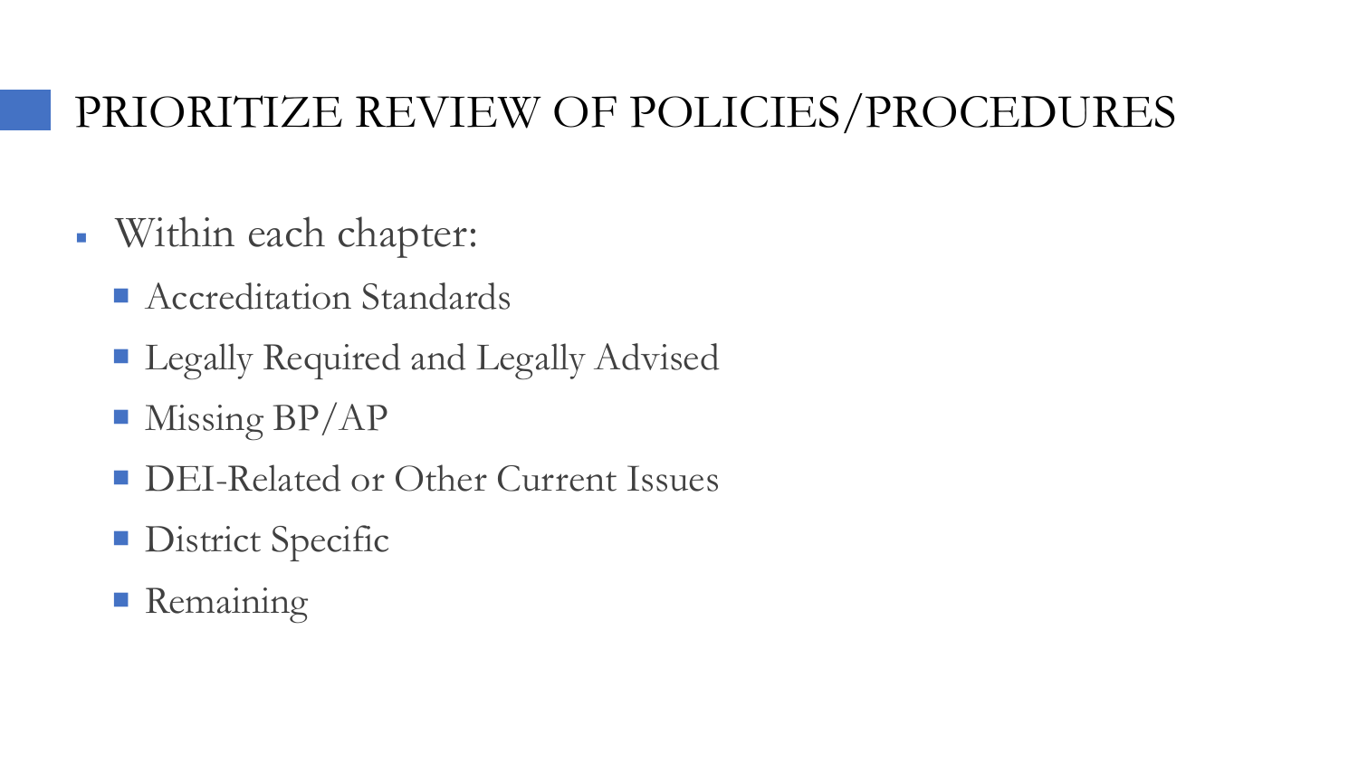# PRIORITIZE REVIEW OF POLICIES/PROCEDURES

- Within each chapter:
  - Accreditation Standards
  - Legally Required and Legally Advised
  - Missing BP/AP
  - DEI-Related or Other Current Issues
  - District Specific
  - Remaining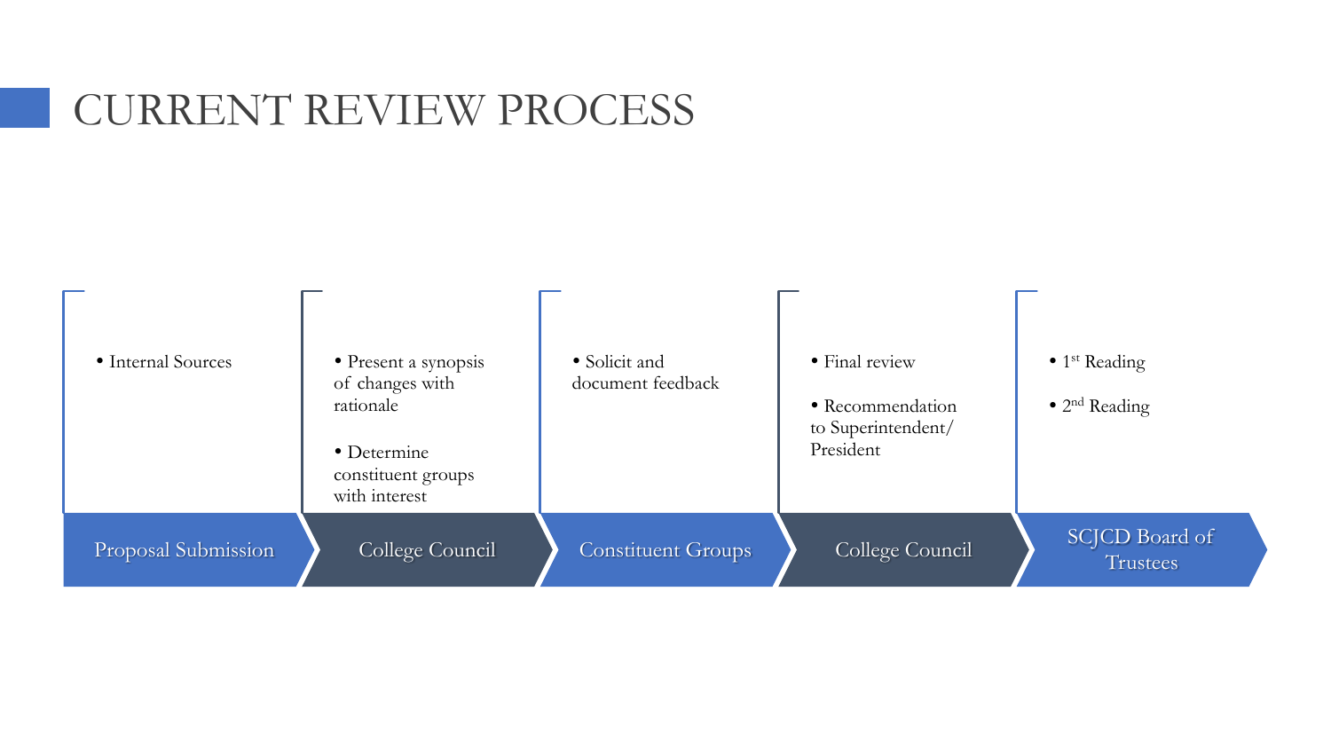# CURRENT REVIEW PROCESS

**Proposal Submission**
- Internal Sources

**College Council**
- Present a synopsis of changes with rationale
- Determine constituent groups with interest

**Constituent Groups**
- Solicit and document feedback

**College Council**
- Final review
- Recommendation to Superintendent/ President

**SCJCD Board of Trustees**
- 1st Reading
- 2nd Reading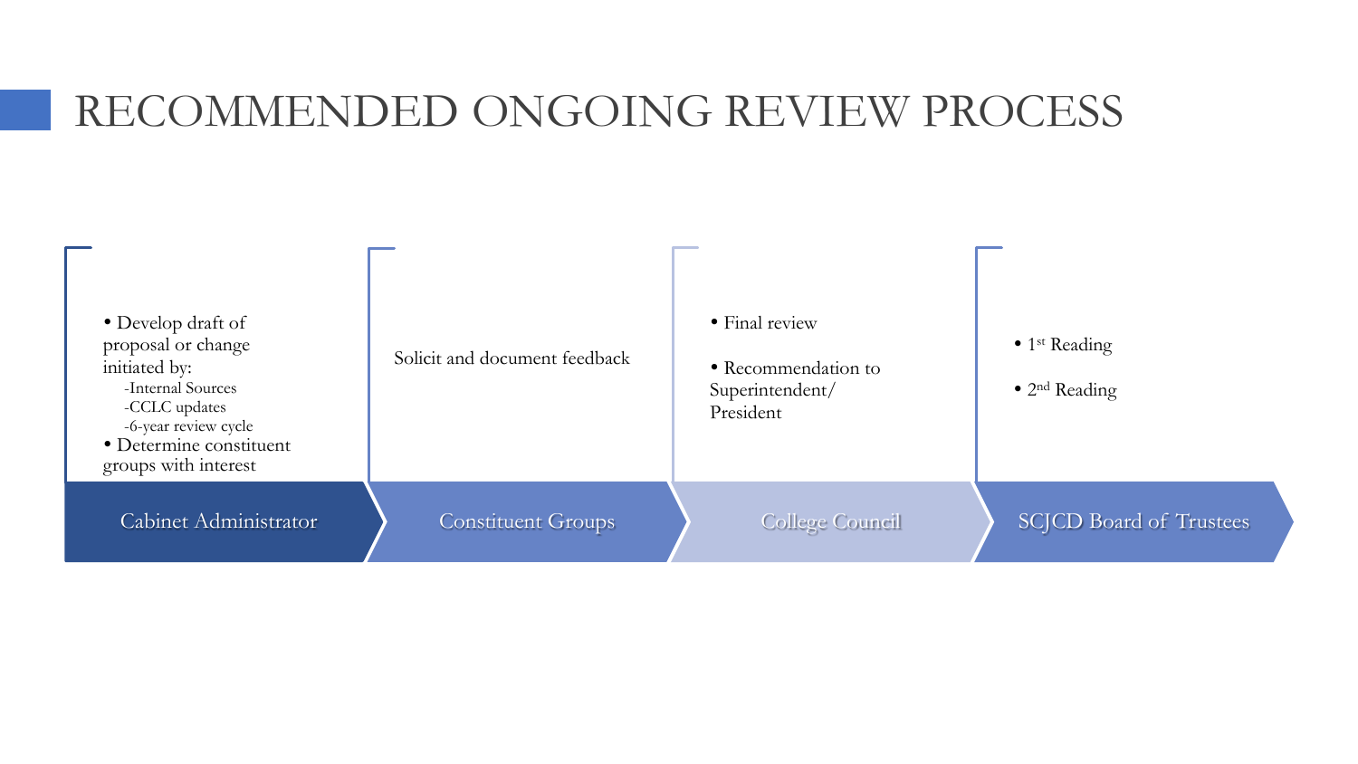# RECOMMENDED ONGOING REVIEW PROCESS

## Cabinet Administrator

- Develop draft of proposal or change initiated by:
  - -Internal Sources
  - -CCLC updates
  - -6-year review cycle
- Determine constituent groups with interest

## Constituent Groups

Solicit and document feedback

## College Council

- Final review
- Recommendation to Superintendent/ President

## SCJCD Board of Trustees

- 1st Reading
- 2nd Reading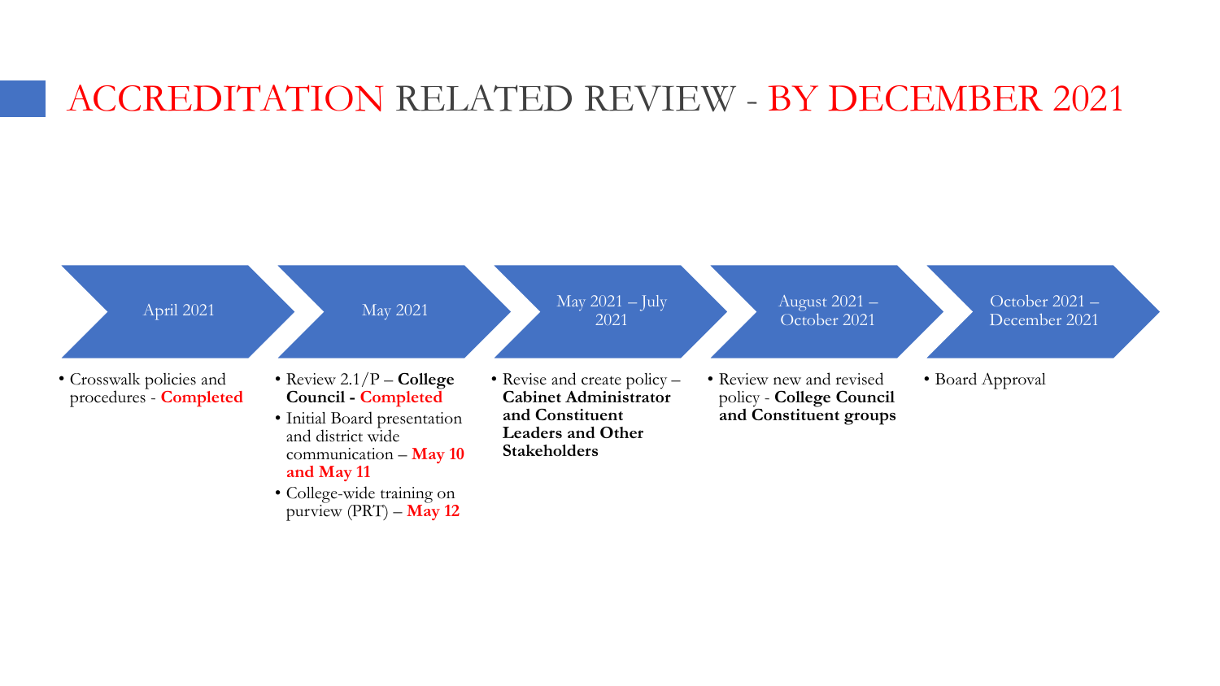# ACCREDITATION RELATED REVIEW - BY DECEMBER 2021

## April 2021

- Crosswalk policies and procedures - **Completed**

## May 2021

- Review 2.1/P – **College Council - Completed**
- Initial Board presentation and district wide communication – **May 10 and May 11**
- College-wide training on purview (PRT) – **May 12**

## May 2021 – July 2021

- Revise and create policy – **Cabinet Administrator and Constituent Leaders and Other Stakeholders**

## August 2021 – October 2021

- Review new and revised policy - **College Council and Constituent groups**

## October 2021 – December 2021

- Board Approval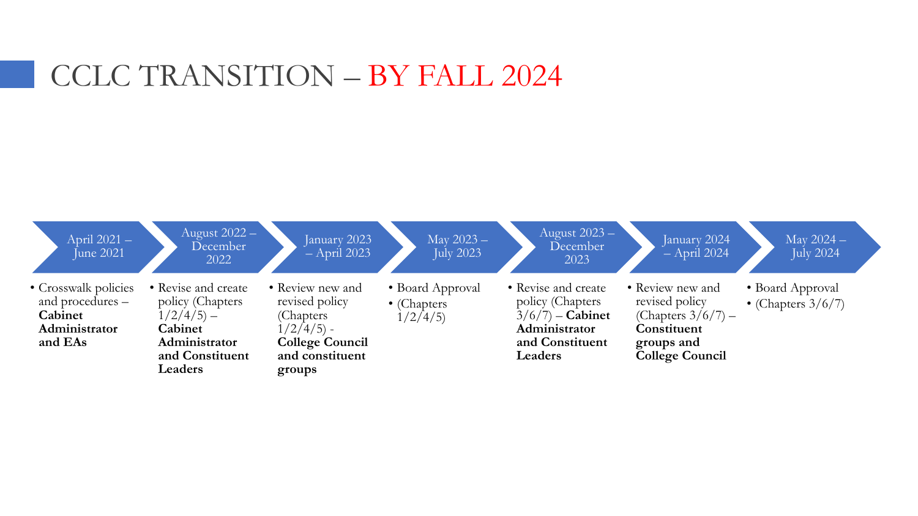# CCLC TRANSITION – BY FALL 2024

| April 2021 – June 2021 | August 2022 – December 2022 | January 2023 – April 2023 | May 2023 – July 2023 | August 2023 – December 2023 | January 2024 – April 2024 | May 2024 – July 2024 |
|---|---|---|---|---|---|---|
| • Crosswalk policies and procedures – **Cabinet Administrator and EAs** | • Revise and create policy (Chapters 1/2/4/5) – **Cabinet Administrator and Constituent Leaders** | • Review new and revised policy (Chapters 1/2/4/5) - **College Council and constituent groups** | • Board Approval<br>• (Chapters 1/2/4/5) | • Revise and create policy (Chapters 3/6/7) – **Cabinet Administrator and Constituent Leaders** | • Review new and revised policy (Chapters 3/6/7) – **Constituent groups and College Council** | • Board Approval<br>• (Chapters 3/6/7) |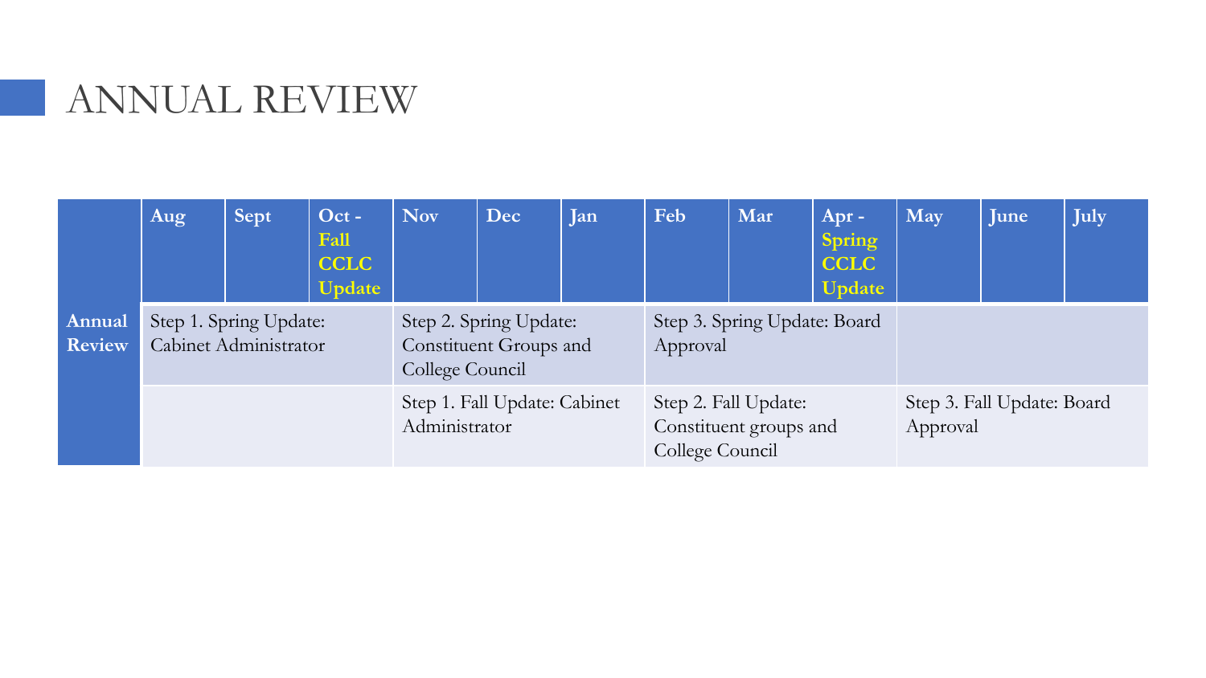# ANNUAL REVIEW

| | Aug | Sept | Oct - Fall CCLC Update | Nov | Dec | Jan | Feb | Mar | Apr - Spring CCLC Update | May | June | July |
|---|---|---|---|---|---|---|---|---|---|---|---|---|
| **Annual Review** | Step 1. Spring Update: Cabinet Administrator | | | Step 2. Spring Update: Constituent Groups and College Council | | | Step 3. Spring Update: Board Approval | | | | | |
| | | | | Step 1. Fall Update: Cabinet Administrator | | | Step 2. Fall Update: Constituent groups and College Council | | | Step 3. Fall Update: Board Approval | | |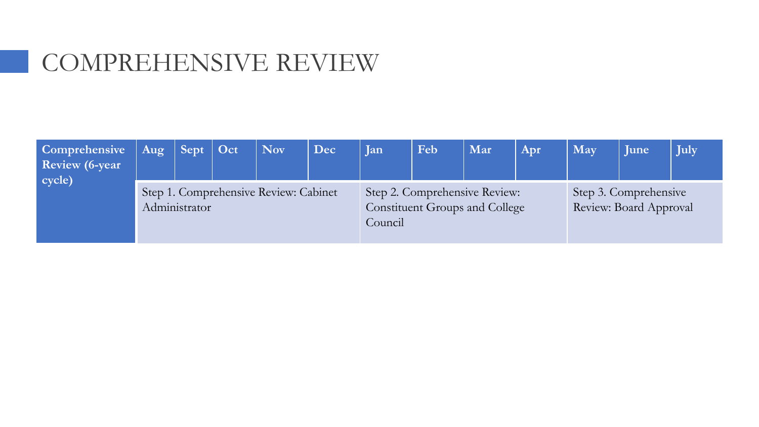# COMPREHENSIVE REVIEW

| Comprehensive Review (6-year cycle) | Aug | Sept | Oct | Nov | Dec | Jan | Feb | Mar | Apr | May | June | July |
|---|---|---|---|---|---|---|---|---|---|---|---|---|
| | Step 1. Comprehensive Review: Cabinet Administrator | | | | | Step 2. Comprehensive Review: Constituent Groups and College Council | | | | Step 3. Comprehensive Review: Board Approval | | |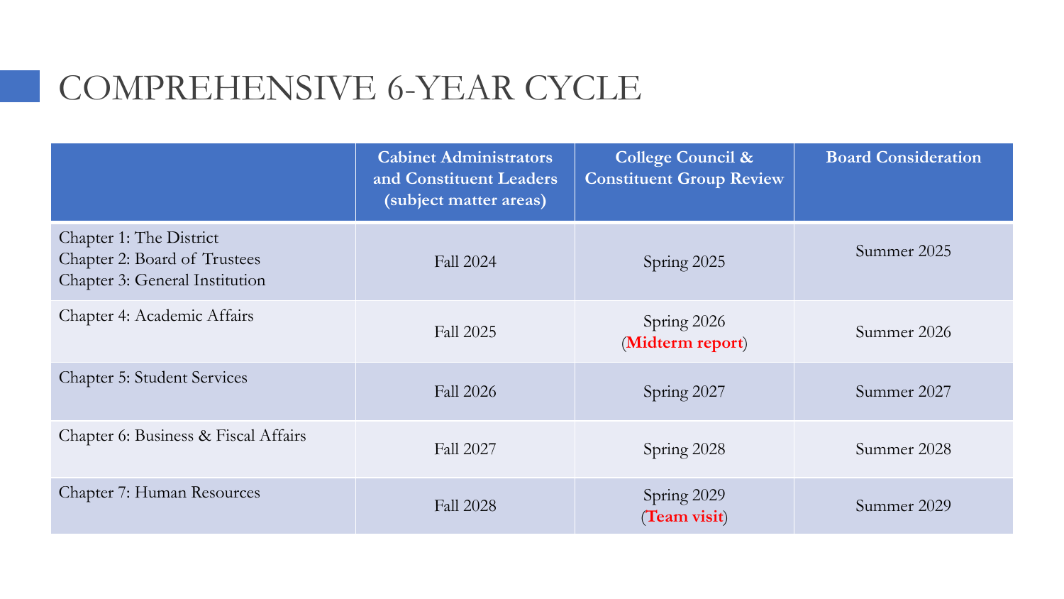# COMPREHENSIVE 6-YEAR CYCLE

| | Cabinet Administrators and Constituent Leaders (subject matter areas) | College Council & Constituent Group Review | Board Consideration |
|---|---|---|---|
| Chapter 1: The District<br>Chapter 2: Board of Trustees<br>Chapter 3: General Institution | Fall 2024 | Spring 2025 | Summer 2025 |
| Chapter 4: Academic Affairs | Fall 2025 | Spring 2026 (**Midterm report**) | Summer 2026 |
| Chapter 5: Student Services | Fall 2026 | Spring 2027 | Summer 2027 |
| Chapter 6: Business & Fiscal Affairs | Fall 2027 | Spring 2028 | Summer 2028 |
| Chapter 7: Human Resources | Fall 2028 | Spring 2029 (**Team visit**) | Summer 2029 |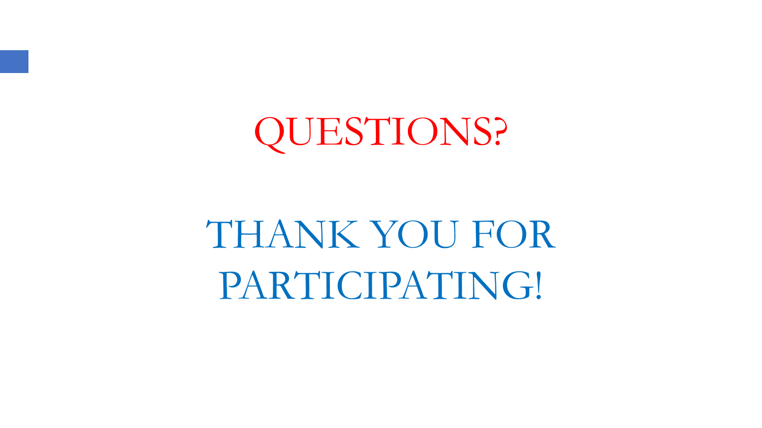# QUESTIONS?

# THANK YOU FOR PARTICIPATING!